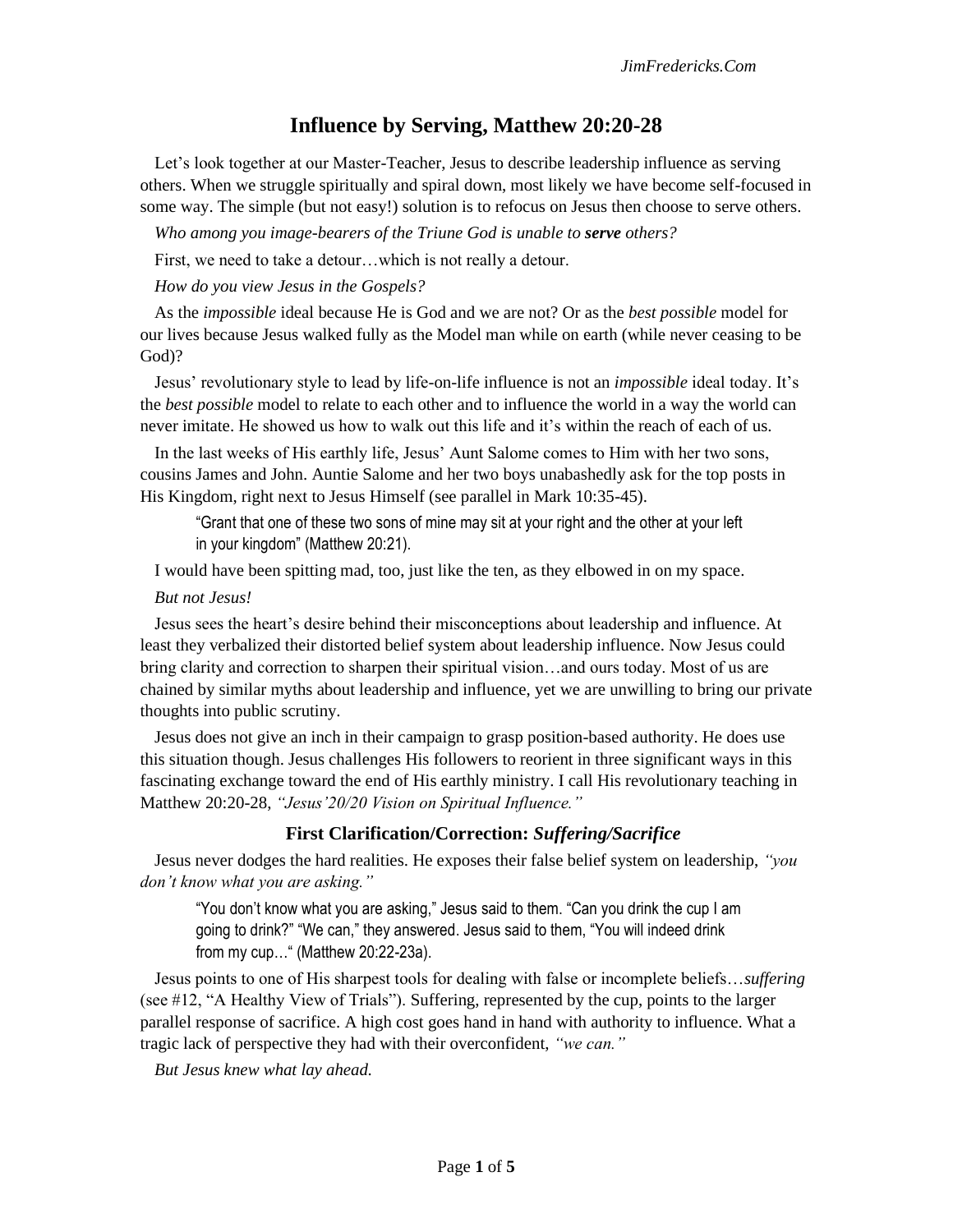# Influence by Serving, Matthew 20:20-28

Let's look together at our Master-Teacher, Jesus to describe leadership influence as serving others. When we struggle spiritually and spiral down, most likely we have become self-focused in some way. The simple (but not easy!) solution is to refocus on Jesus then choose to serve others.

*Who among you image-bearers of the Triune God is unable to* ***serve*** *others?*

First, we need to take a detour…which is not really a detour.

*How do you view Jesus in the Gospels?*

As the *impossible* ideal because He is God and we are not? Or as the *best possible* model for our lives because Jesus walked fully as the Model man while on earth (while never ceasing to be God)?

Jesus' revolutionary style to lead by life-on-life influence is not an *impossible* ideal today. It's the *best possible* model to relate to each other and to influence the world in a way the world can never imitate. He showed us how to walk out this life and it's within the reach of each of us.

In the last weeks of His earthly life, Jesus' Aunt Salome comes to Him with her two sons, cousins James and John. Auntie Salome and her two boys unabashedly ask for the top posts in His Kingdom, right next to Jesus Himself (see parallel in Mark 10:35-45).

> "Grant that one of these two sons of mine may sit at your right and the other at your left in your kingdom" (Matthew 20:21).

I would have been spitting mad, too, just like the ten, as they elbowed in on my space.

*But not Jesus!*

Jesus sees the heart's desire behind their misconceptions about leadership and influence. At least they verbalized their distorted belief system about leadership influence. Now Jesus could bring clarity and correction to sharpen their spiritual vision…and ours today. Most of us are chained by similar myths about leadership and influence, yet we are unwilling to bring our private thoughts into public scrutiny.

Jesus does not give an inch in their campaign to grasp position-based authority. He does use this situation though. Jesus challenges His followers to reorient in three significant ways in this fascinating exchange toward the end of His earthly ministry. I call His revolutionary teaching in Matthew 20:20-28, *"Jesus'20/20 Vision on Spiritual Influence."*

### First Clarification/Correction: *Suffering/Sacrifice*

Jesus never dodges the hard realities. He exposes their false belief system on leadership, *"you don't know what you are asking."*

> "You don't know what you are asking," Jesus said to them. "Can you drink the cup I am going to drink?" "We can," they answered. Jesus said to them, "You will indeed drink from my cup…" (Matthew 20:22-23a).

Jesus points to one of His sharpest tools for dealing with false or incomplete beliefs…*suffering* (see #12, "A Healthy View of Trials"). Suffering, represented by the cup, points to the larger parallel response of sacrifice. A high cost goes hand in hand with authority to influence. What a tragic lack of perspective they had with their overconfident, *"we can."*

*But Jesus knew what lay ahead.*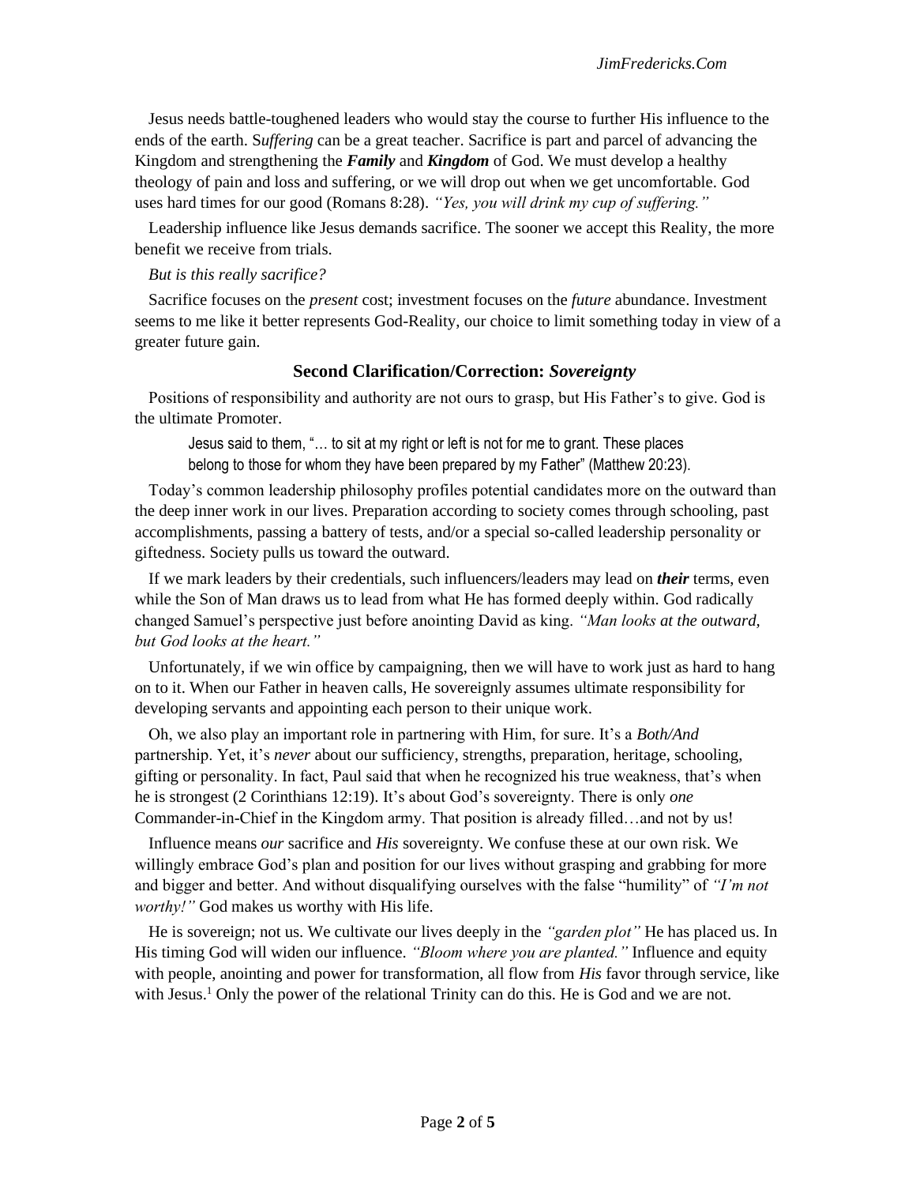Jesus needs battle-toughened leaders who would stay the course to further His influence to the ends of the earth. S*uffering* can be a great teacher. Sacrifice is part and parcel of advancing the Kingdom and strengthening the ***Family*** and ***Kingdom*** of God. We must develop a healthy theology of pain and loss and suffering, or we will drop out when we get uncomfortable. God uses hard times for our good (Romans 8:28). *"Yes, you will drink my cup of suffering."*

Leadership influence like Jesus demands sacrifice. The sooner we accept this Reality, the more benefit we receive from trials.

*But is this really sacrifice?*

Sacrifice focuses on the *present* cost; investment focuses on the *future* abundance. Investment seems to me like it better represents God-Reality, our choice to limit something today in view of a greater future gain.

### Second Clarification/Correction: *Sovereignty*

Positions of responsibility and authority are not ours to grasp, but His Father's to give. God is the ultimate Promoter.

> Jesus said to them, "… to sit at my right or left is not for me to grant. These places belong to those for whom they have been prepared by my Father" (Matthew 20:23).

Today's common leadership philosophy profiles potential candidates more on the outward than the deep inner work in our lives. Preparation according to society comes through schooling, past accomplishments, passing a battery of tests, and/or a special so-called leadership personality or giftedness. Society pulls us toward the outward.

If we mark leaders by their credentials, such influencers/leaders may lead on ***their*** terms, even while the Son of Man draws us to lead from what He has formed deeply within. God radically changed Samuel's perspective just before anointing David as king. *"Man looks at the outward, but God looks at the heart."*

Unfortunately, if we win office by campaigning, then we will have to work just as hard to hang on to it. When our Father in heaven calls, He sovereignly assumes ultimate responsibility for developing servants and appointing each person to their unique work.

Oh, we also play an important role in partnering with Him, for sure. It's a *Both/And* partnership. Yet, it's *never* about our sufficiency, strengths, preparation, heritage, schooling, gifting or personality. In fact, Paul said that when he recognized his true weakness, that's when he is strongest (2 Corinthians 12:19). It's about God's sovereignty. There is only *one* Commander-in-Chief in the Kingdom army. That position is already filled…and not by us!

Influence means *our* sacrifice and *His* sovereignty. We confuse these at our own risk. We willingly embrace God's plan and position for our lives without grasping and grabbing for more and bigger and better. And without disqualifying ourselves with the false "humility" of *"I'm not worthy!"* God makes us worthy with His life.

He is sovereign; not us. We cultivate our lives deeply in the *"garden plot"* He has placed us. In His timing God will widen our influence. *"Bloom where you are planted."* Influence and equity with people, anointing and power for transformation, all flow from *His* favor through service, like with Jesus.[1] Only the power of the relational Trinity can do this. He is God and we are not.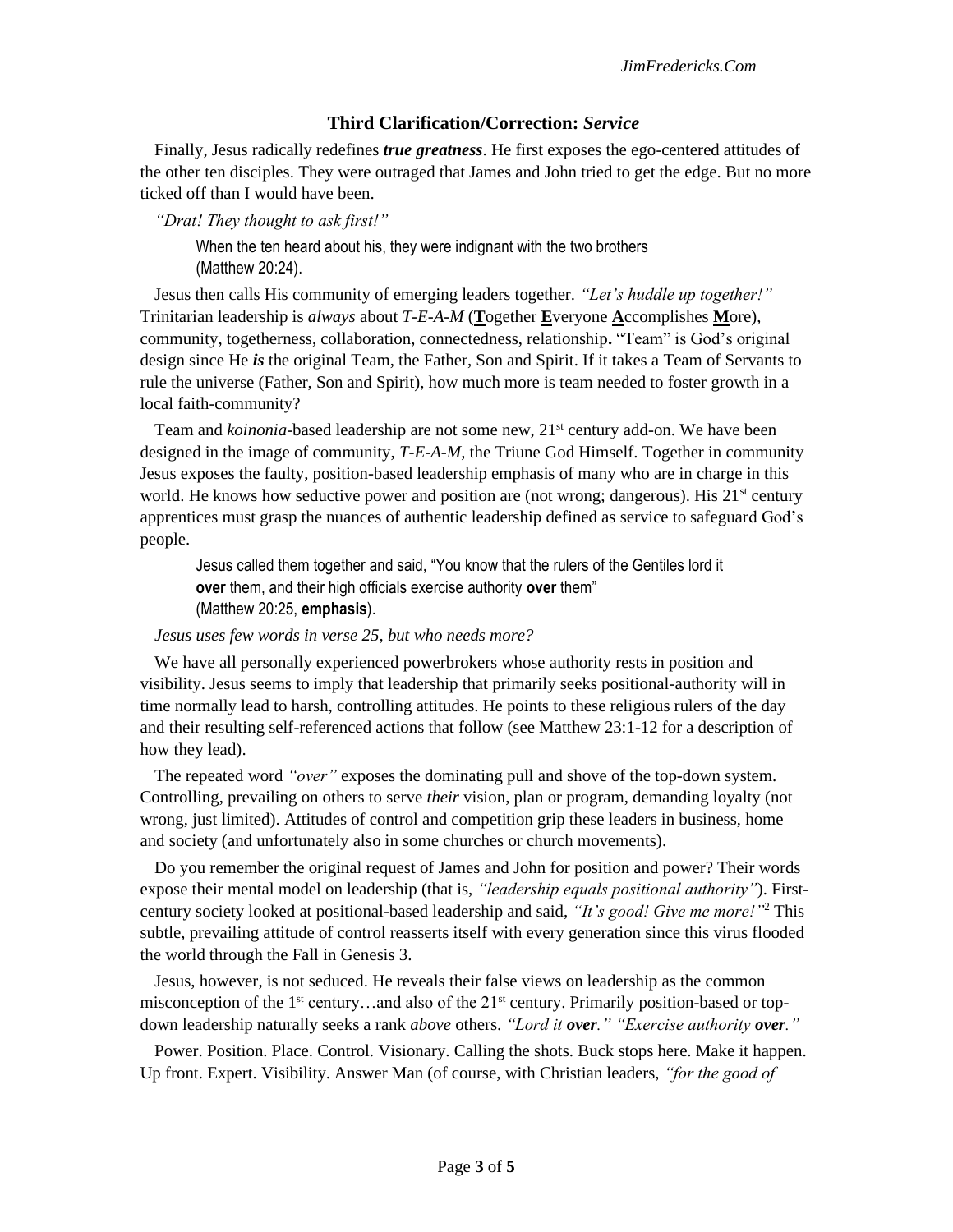### Third Clarification/Correction: *Service*

Finally, Jesus radically redefines ***true greatness***. He first exposes the ego-centered attitudes of the other ten disciples. They were outraged that James and John tried to get the edge. But no more ticked off than I would have been.

*"Drat! They thought to ask first!"*

> When the ten heard about his, they were indignant with the two brothers (Matthew 20:24).

Jesus then calls His community of emerging leaders together. *"Let's huddle up together!"* Trinitarian leadership is *always* about *T-E-A-M* (**T**ogether **E**veryone **A**ccomplishes **M**ore), community, togetherness, collaboration, connectedness, relationship**.** "Team" is God's original design since He ***is*** the original Team, the Father, Son and Spirit. If it takes a Team of Servants to rule the universe (Father, Son and Spirit), how much more is team needed to foster growth in a local faith-community?

Team and *koinonia*-based leadership are not some new, 21st century add-on. We have been designed in the image of community, *T-E-A-M*, the Triune God Himself. Together in community Jesus exposes the faulty, position-based leadership emphasis of many who are in charge in this world. He knows how seductive power and position are (not wrong; dangerous). His 21st century apprentices must grasp the nuances of authentic leadership defined as service to safeguard God's people.

> Jesus called them together and said, "You know that the rulers of the Gentiles lord it **over** them, and their high officials exercise authority **over** them" (Matthew 20:25, **emphasis**).

*Jesus uses few words in verse 25, but who needs more?*

We have all personally experienced powerbrokers whose authority rests in position and visibility. Jesus seems to imply that leadership that primarily seeks positional-authority will in time normally lead to harsh, controlling attitudes. He points to these religious rulers of the day and their resulting self-referenced actions that follow (see Matthew 23:1-12 for a description of how they lead).

The repeated word *"over"* exposes the dominating pull and shove of the top-down system. Controlling, prevailing on others to serve *their* vision, plan or program, demanding loyalty (not wrong, just limited). Attitudes of control and competition grip these leaders in business, home and society (and unfortunately also in some churches or church movements).

Do you remember the original request of James and John for position and power? Their words expose their mental model on leadership (that is, *"leadership equals positional authority"*). First-century society looked at positional-based leadership and said, *"It's good! Give me more!"*[2] This subtle, prevailing attitude of control reasserts itself with every generation since this virus flooded the world through the Fall in Genesis 3.

Jesus, however, is not seduced. He reveals their false views on leadership as the common misconception of the 1st century…and also of the 21st century. Primarily position-based or top-down leadership naturally seeks a rank *above* others. *"Lord it **over**." "Exercise authority **over**."*

Power. Position. Place. Control. Visionary. Calling the shots. Buck stops here. Make it happen. Up front. Expert. Visibility. Answer Man (of course, with Christian leaders, *"for the good of*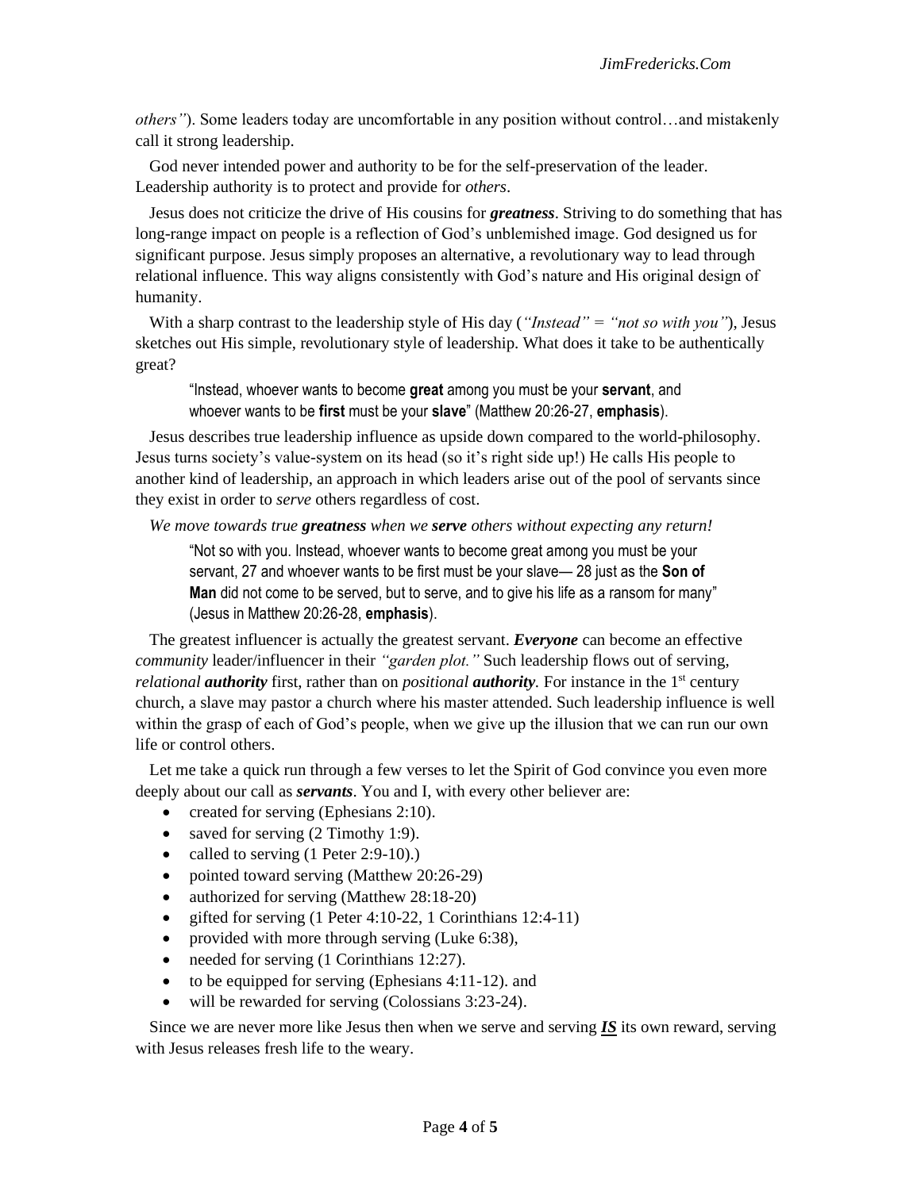*others"*). Some leaders today are uncomfortable in any position without control…and mistakenly call it strong leadership.

God never intended power and authority to be for the self-preservation of the leader. Leadership authority is to protect and provide for *others*.

Jesus does not criticize the drive of His cousins for ***greatness***. Striving to do something that has long-range impact on people is a reflection of God's unblemished image. God designed us for significant purpose. Jesus simply proposes an alternative, a revolutionary way to lead through relational influence. This way aligns consistently with God's nature and His original design of humanity.

With a sharp contrast to the leadership style of His day (*"Instead" = "not so with you"*), Jesus sketches out His simple, revolutionary style of leadership. What does it take to be authentically great?

> "Instead, whoever wants to become **great** among you must be your **servant**, and whoever wants to be **first** must be your **slave**" (Matthew 20:26-27, **emphasis**).

Jesus describes true leadership influence as upside down compared to the world-philosophy. Jesus turns society's value-system on its head (so it's right side up!) He calls His people to another kind of leadership, an approach in which leaders arise out of the pool of servants since they exist in order to *serve* others regardless of cost.

*We move towards true **greatness** when we **serve** others without expecting any return!*

> "Not so with you. Instead, whoever wants to become great among you must be your servant, 27 and whoever wants to be first must be your slave— 28 just as the **Son of Man** did not come to be served, but to serve, and to give his life as a ransom for many" (Jesus in Matthew 20:26-28, **emphasis**).

The greatest influencer is actually the greatest servant. ***Everyone*** can become an effective *community* leader/influencer in their *"garden plot."* Such leadership flows out of serving, *relational* ***authority*** first, rather than on *positional* ***authority***. For instance in the 1st century church, a slave may pastor a church where his master attended. Such leadership influence is well within the grasp of each of God's people, when we give up the illusion that we can run our own life or control others.

Let me take a quick run through a few verses to let the Spirit of God convince you even more deeply about our call as ***servants***. You and I, with every other believer are:

- created for serving (Ephesians 2:10).
- saved for serving (2 Timothy 1:9).
- called to serving (1 Peter 2:9-10).)
- pointed toward serving (Matthew 20:26-29)
- authorized for serving (Matthew 28:18-20)
- gifted for serving (1 Peter 4:10-22, 1 Corinthians 12:4-11)
- provided with more through serving (Luke 6:38),
- needed for serving (1 Corinthians 12:27).
- to be equipped for serving (Ephesians 4:11-12). and
- will be rewarded for serving (Colossians 3:23-24).

Since we are never more like Jesus then when we serve and serving ***<u>IS</u>*** its own reward, serving with Jesus releases fresh life to the weary.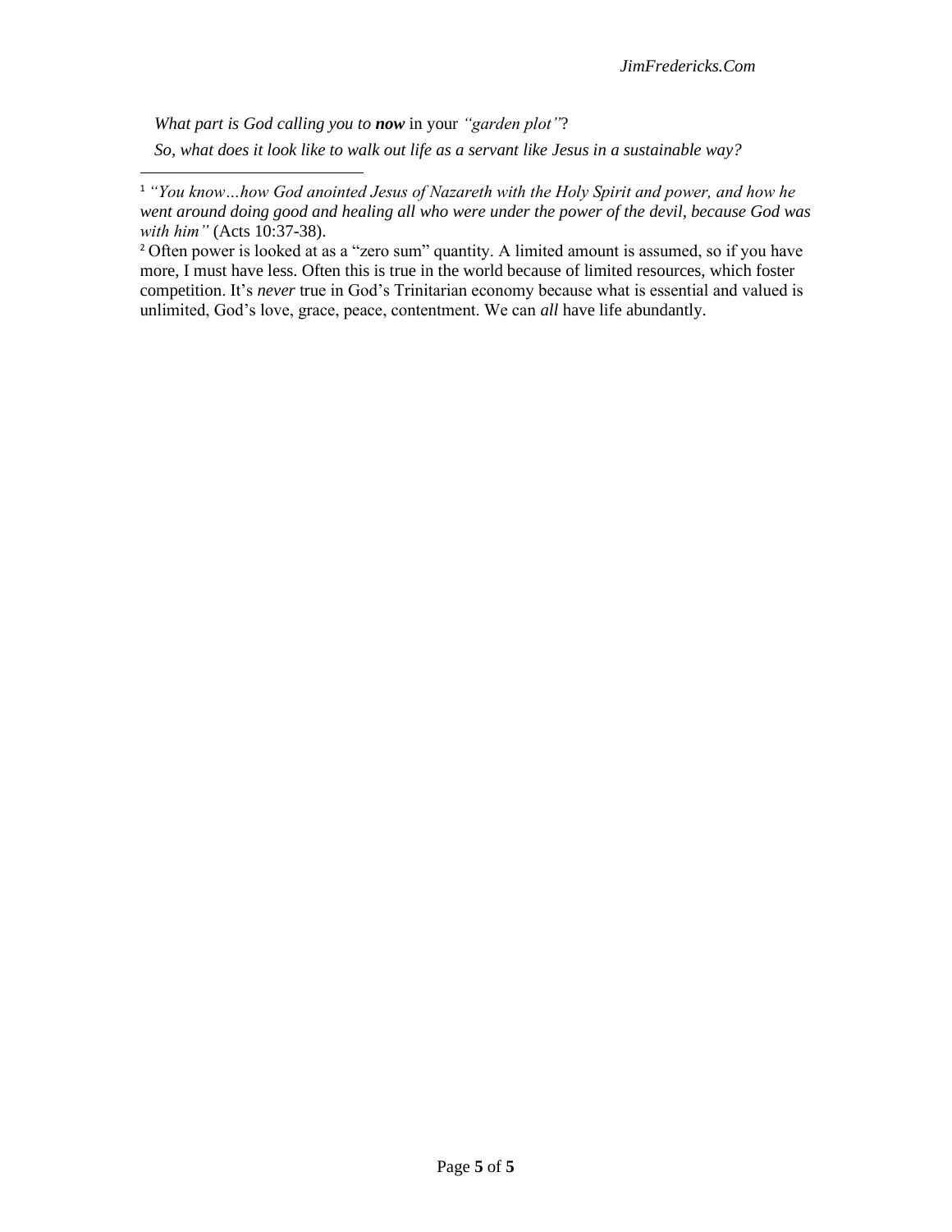*What part is God calling you to* ***now*** in your *"garden plot"*?

*So, what does it look like to walk out life as a servant like Jesus in a sustainable way?*

---

[1] *"You know…how God anointed Jesus of Nazareth with the Holy Spirit and power, and how he went around doing good and healing all who were under the power of the devil, because God was with him"* (Acts 10:37-38).

[2] Often power is looked at as a "zero sum" quantity. A limited amount is assumed, so if you have more, I must have less. Often this is true in the world because of limited resources, which foster competition. It's *never* true in God's Trinitarian economy because what is essential and valued is unlimited, God's love, grace, peace, contentment. We can *all* have life abundantly.